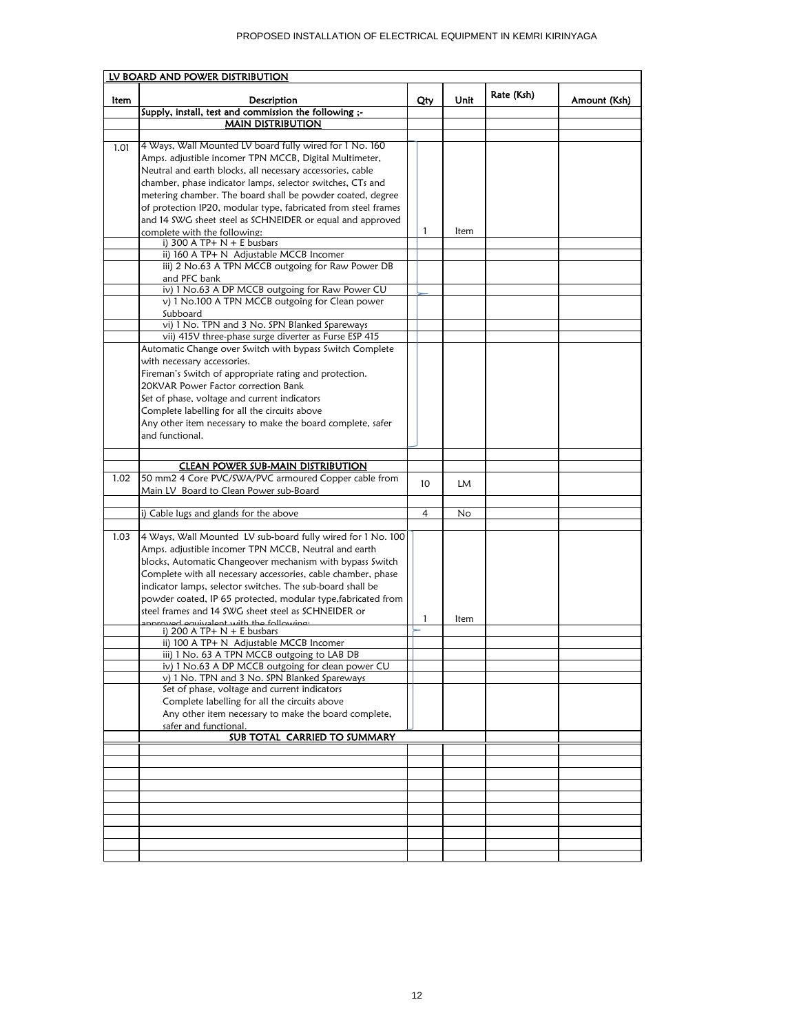| LV BOARD AND POWER DISTRIBUTION | | | | | |
|---|---|---|---|---|---|
| Item | Description | Qty | Unit | Rate (Ksh) | Amount (Ksh) |
| | Supply, install, test and commission the following ;- | | | | |
| | MAIN DISTRIBUTION | | | | |
| 1.01 | 4 Ways, Wall Mounted LV board fully wired for 1 No. 160 Amps. adjustible incomer TPN MCCB, Digital Multimeter, Neutral and earth blocks, all necessary accessories, cable chamber, phase indicator lamps, selector switches, CTs and metering chamber. The board shall be powder coated, degree of protection IP20, modular type, fabricated from steel frames and 14 SWG sheet steel as SCHNEIDER or equal and approved complete with the following: | 1 | Item | | |
| | i) 300 A TP+ N + E busbars | | | | |
| | ii) 160 A TP+ N Adjustable MCCB Incomer | | | | |
| | iii) 2 No.63 A TPN MCCB outgoing for Raw Power DB and PFC bank | | | | |
| | iv) 1 No.63 A DP MCCB outgoing for Raw Power CU | | | | |
| | v) 1 No.100 A TPN MCCB outgoing for Clean power Subboard | | | | |
| | vi) 1 No. TPN and 3 No. SPN Blanked Spareways | | | | |
| | vii) 415V three-phase surge diverter as Furse ESP 415 | | | | |
| | Automatic Change over Switch with bypass Switch Complete with necessary accessories.<br>Fireman's Switch of appropriate rating and protection.<br>20KVAR Power Factor correction Bank<br>Set of phase, voltage and current indicators<br>Complete labelling for all the circuits above<br>Any other item necessary to make the board complete, safer and functional. | | | | |
| | CLEAN POWER SUB-MAIN DISTRIBUTION | | | | |
| 1.02 | 50 mm2 4 Core PVC/SWA/PVC armoured Copper cable from Main LV Board to Clean Power sub-Board | 10 | LM | | |
| | i) Cable lugs and glands for the above | 4 | No | | |
| 1.03 | 4 Ways, Wall Mounted LV sub-board fully wired for 1 No. 100 Amps. adjustible incomer TPN MCCB, Neutral and earth blocks, Automatic Changeover mechanism with bypass Switch Complete with all necessary accessories, cable chamber, phase indicator lamps, selector switches. The sub-board shall be powder coated, IP 65 protected, modular type,fabricated from steel frames and 14 SWG sheet steel as SCHNEIDER or approved equivalent with the following: | 1 | Item | | |
| | i) 200 A TP+ N + E busbars | | | | |
| | ii) 100 A TP+ N Adjustable MCCB Incomer | | | | |
| | iii) 1 No. 63 A TPN MCCB outgoing to LAB DB | | | | |
| | iv) 1 No.63 A DP MCCB outgoing for clean power CU | | | | |
| | v) 1 No. TPN and 3 No. SPN Blanked Spareways | | | | |
| | Set of phase, voltage and current indicators<br>Complete labelling for all the circuits above<br>Any other item necessary to make the board complete, safer and functional. | | | | |
| | SUB TOTAL CARRIED TO SUMMARY | | | | |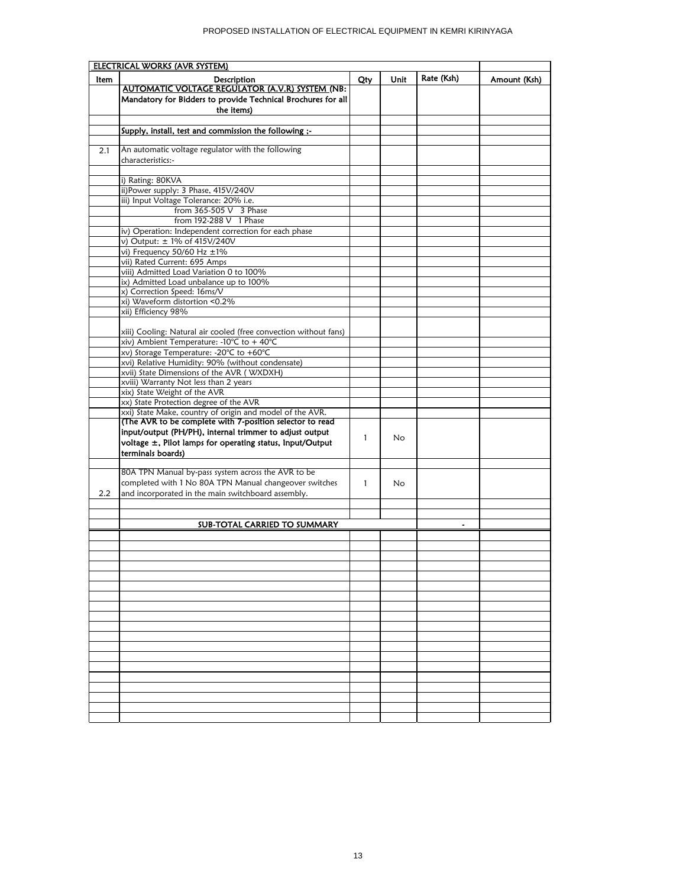| ELECTRICAL WORKS (AVR SYSTEM) | | | | | |
|---|---|---|---|---|---|
| Item | Description | Qty | Unit | Rate (Ksh) | Amount (Ksh) |
| | **AUTOMATIC VOLTAGE REGULATOR (A.V.R) SYSTEM (NB: Mandatory for Bidders to provide Technical Brochures for all the items)** | | | | |
| | | | | | |
| | Supply, install, test and commission the following ;- | | | | |
| | | | | | |
| 2.1 | An automatic voltage regulator with the following characteristics:- | | | | |
| | | | | | |
| | i) Rating: 80KVA | | | | |
| | ii)Power supply: 3 Phase, 415V/240V | | | | |
| | iii) Input Voltage Tolerance: 20% i.e. | | | | |
| | from 365-505 V 3 Phase | | | | |
| | from 192-288 V 1 Phase | | | | |
| | iv) Operation: Independent correction for each phase | | | | |
| | v) Output: ± 1% of 415V/240V | | | | |
| | vi) Frequency 50/60 Hz ±1% | | | | |
| | vii) Rated Current: 695 Amps | | | | |
| | viii) Admitted Load Variation 0 to 100% | | | | |
| | ix) Admitted Load unbalance up to 100% | | | | |
| | x) Correction Speed: 16ms/V | | | | |
| | xi) Waveform distortion <0.2% | | | | |
| | xii) Efficiency 98% | | | | |
| | xiii) Cooling: Natural air cooled (free convection without fans) | | | | |
| | xiv) Ambient Temperature: -10°C to + 40°C | | | | |
| | xv) Storage Temperature: -20°C to +60°C | | | | |
| | xvi) Relative Humidity: 90% (without condensate) | | | | |
| | xvii) State Dimensions of the AVR ( WXDXH) | | | | |
| | xviii) Warranty Not less than 2 years | | | | |
| | xix) State Weight of the AVR | | | | |
| | xx) State Protection degree of the AVR | | | | |
| | xxi) State Make, country of origin and model of the AVR. | | | | |
| | **(The AVR to be complete with 7-position selector to read input/output (PH/PH), internal trimmer to adjust output voltage ±, Pilot lamps for operating status, Input/Output terminals boards)** | 1 | No | | |
| | | | | | |
| 2.2 | 80A TPN Manual by-pass system across the AVR to be completed with 1 No 80A TPN Manual changeover switches and incorporated in the main switchboard assembly. | 1 | No | | |
| | | | | | |
| | | | | | |
| | **SUB-TOTAL CARRIED TO SUMMARY** | | | - | |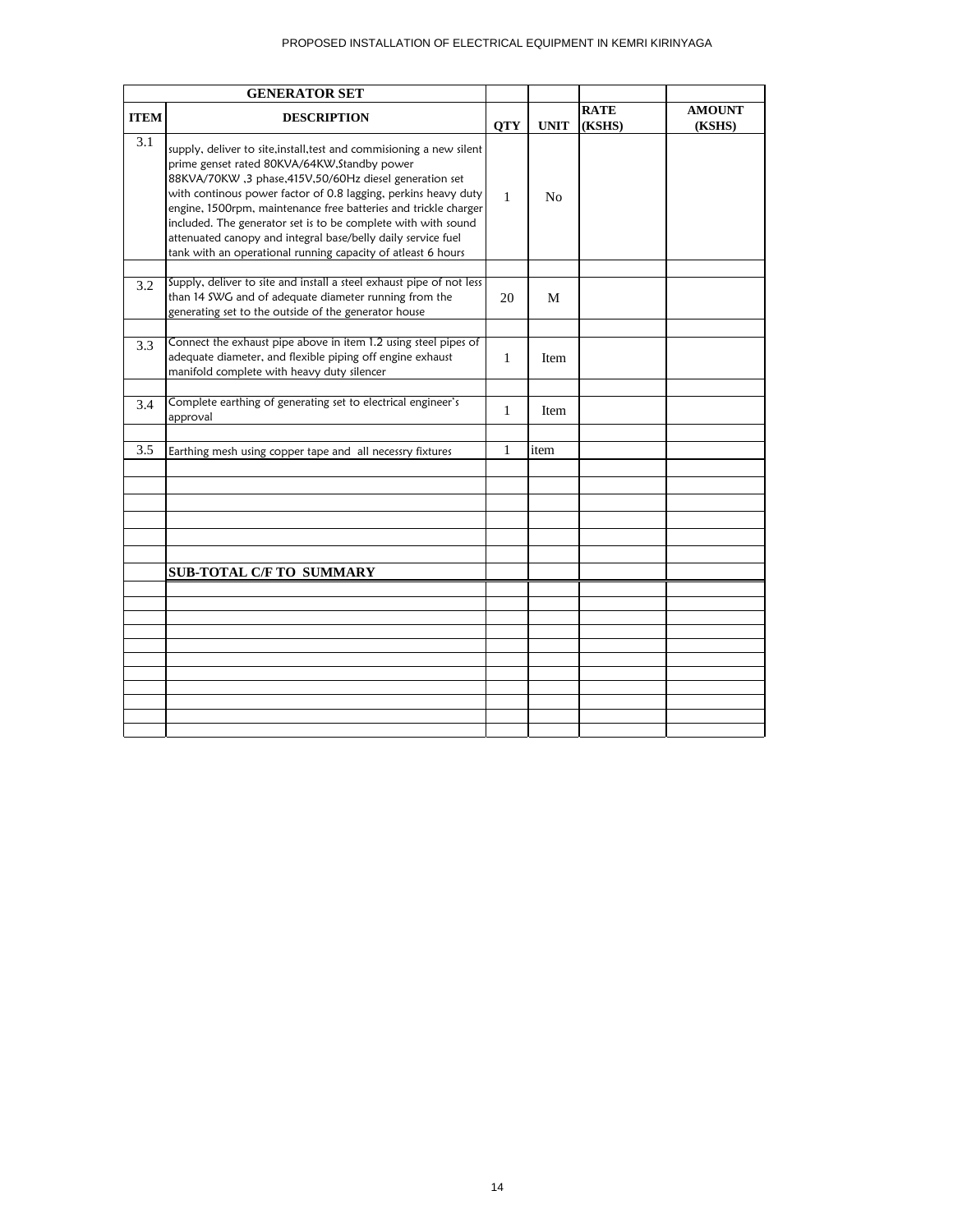| GENERATOR SET | | | | | |
|---|---|---|---|---|---|
| **ITEM** | **DESCRIPTION** | **QTY** | **UNIT** | **RATE (KSHS)** | **AMOUNT (KSHS)** |
| 3.1 | supply, deliver to site,install,test and commisioning a new silent prime genset rated 80KVA/64KW,Standby power 88KVA/70KW ,3 phase,415V,50/60Hz diesel generation set with continous power factor of 0.8 lagging, perkins heavy duty engine, 1500rpm, maintenance free batteries and trickle charger included. The generator set is to be complete with with sound attenuated canopy and integral base/belly daily service fuel tank with an operational running capacity of atleast 6 hours | 1 | No | | |
| | | | | | |
| 3.2 | Supply, deliver to site and install a steel exhaust pipe of not less than 14 SWG and of adequate diameter running from the generating set to the outside of the generator house | 20 | M | | |
| | | | | | |
| 3.3 | Connect the exhaust pipe above in item 1.2 using steel pipes of adequate diameter, and flexible piping off engine exhaust manifold complete with heavy duty silencer | 1 | Item | | |
| | | | | | |
| 3.4 | Complete earthing of generating set to electrical engineer's approval | 1 | Item | | |
| | | | | | |
| 3.5 | Earthing mesh using copper tape and all necessry fixtures | 1 | item | | |
| | | | | | |
| | **SUB-TOTAL C/F TO SUMMARY** | | | | |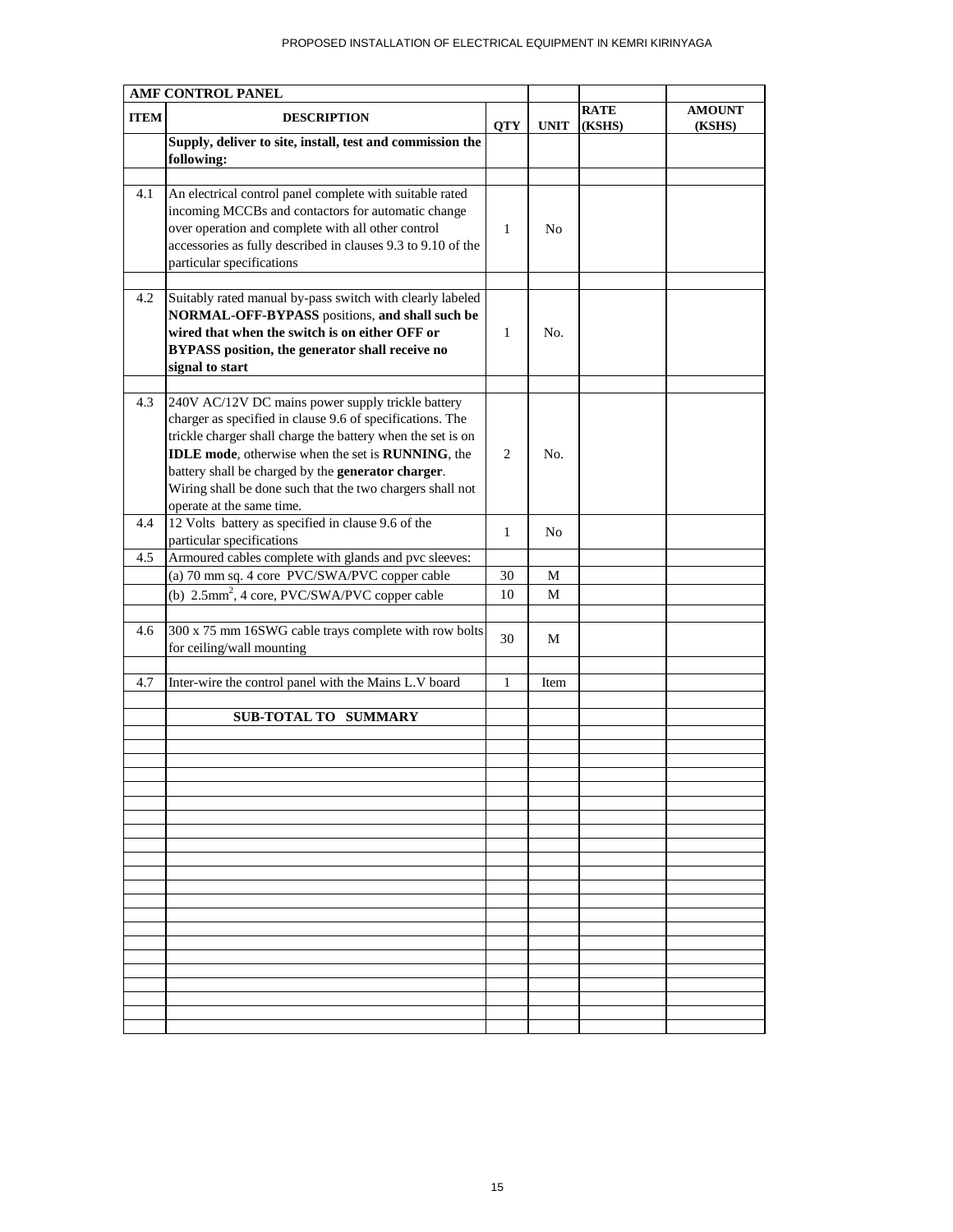| AMF CONTROL PANEL | | | | | |
|---|---|---|---|---|---|
| **ITEM** | **DESCRIPTION** | **QTY** | **UNIT** | **RATE (KSHS)** | **AMOUNT (KSHS)** |
| | **Supply, deliver to site, install, test and commission the following:** | | | | |
| 4.1 | An electrical control panel complete with suitable rated incoming MCCBs and contactors for automatic change over operation and complete with all other control accessories as fully described in clauses 9.3 to 9.10 of the particular specifications | 1 | No | | |
| 4.2 | Suitably rated manual by-pass switch with clearly labeled **NORMAL-OFF-BYPASS** positions, **and shall such be wired that when the switch is on either OFF or BYPASS position, the generator shall receive no signal to start** | 1 | No. | | |
| 4.3 | 240V AC/12V DC mains power supply trickle battery charger as specified in clause 9.6 of specifications. The trickle charger shall charge the battery when the set is on **IDLE mode**, otherwise when the set is **RUNNING**, the battery shall be charged by the **generator charger**. Wiring shall be done such that the two chargers shall not operate at the same time. | 2 | No. | | |
| 4.4 | 12 Volts battery as specified in clause 9.6 of the particular specifications | 1 | No | | |
| 4.5 | Armoured cables complete with glands and pvc sleeves: | | | | |
| | (a) 70 mm sq. 4 core PVC/SWA/PVC copper cable | 30 | M | | |
| | (b) 2.5mm$^2$, 4 core, PVC/SWA/PVC copper cable | 10 | M | | |
| 4.6 | 300 x 75 mm 16SWG cable trays complete with row bolts for ceiling/wall mounting | 30 | M | | |
| 4.7 | Inter-wire the control panel with the Mains L.V board | 1 | Item | | |
| | **SUB-TOTAL TO SUMMARY** | | | | |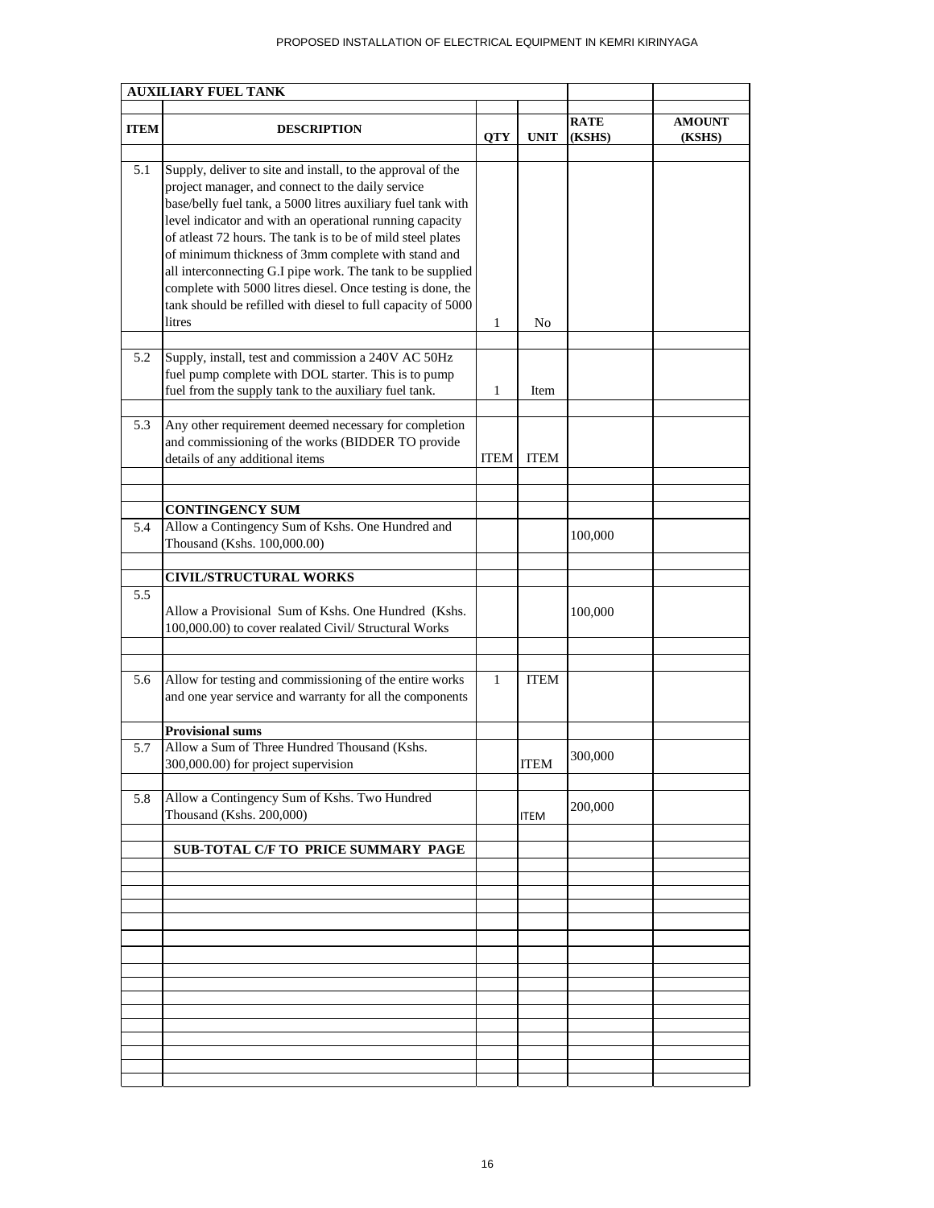| AUXILIARY FUEL TANK | | | | | |
|---|---|---|---|---|---|
| **ITEM** | **DESCRIPTION** | **QTY** | **UNIT** | **RATE (KSHS)** | **AMOUNT (KSHS)** |
| 5.1 | Supply, deliver to site and install, to the approval of the project manager, and connect to the daily service base/belly fuel tank, a 5000 litres auxiliary fuel tank with level indicator and with an operational running capacity of atleast 72 hours. The tank is to be of mild steel plates of minimum thickness of 3mm complete with stand and all interconnecting G.I pipe work. The tank to be supplied complete with 5000 litres diesel. Once testing is done, the tank should be refilled with diesel to full capacity of 5000 litres | 1 | No | | |
| 5.2 | Supply, install, test and commission a 240V AC 50Hz fuel pump complete with DOL starter. This is to pump fuel from the supply tank to the auxiliary fuel tank. | 1 | Item | | |
| 5.3 | Any other requirement deemed necessary for completion and commissioning of the works (BIDDER TO provide details of any additional items | ITEM | ITEM | | |
| | **CONTINGENCY SUM** | | | | |
| 5.4 | Allow a Contingency Sum of Kshs. One Hundred and Thousand (Kshs. 100,000.00) | | | 100,000 | |
| | **CIVIL/STRUCTURAL WORKS** | | | | |
| 5.5 | Allow a Provisional Sum of Kshs. One Hundred (Kshs. 100,000.00) to cover realated Civil/ Structural Works | | | 100,000 | |
| 5.6 | Allow for testing and commissioning of the entire works and one year service and warranty for all the components | 1 | ITEM | | |
| | **Provisional sums** | | | | |
| 5.7 | Allow a Sum of Three Hundred Thousand (Kshs. 300,000.00) for project supervision | | ITEM | 300,000 | |
| 5.8 | Allow a Contingency Sum of Kshs. Two Hundred Thousand (Kshs. 200,000) | | ITEM | 200,000 | |
| | **SUB-TOTAL C/F TO PRICE SUMMARY PAGE** | | | | |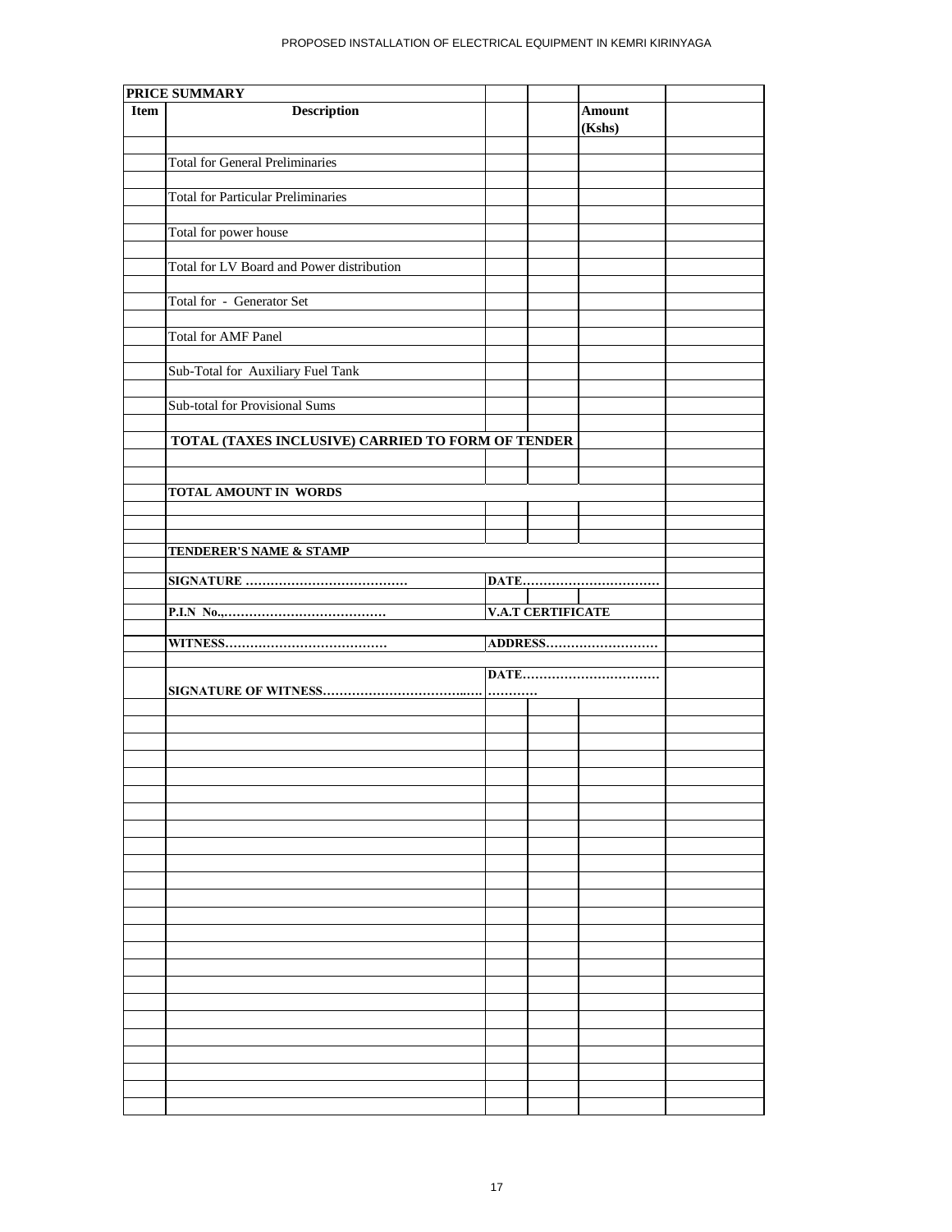| PRICE SUMMARY | | | | | |
|---|---|---|---|---|---|
| **Item** | **Description** | | | **Amount (Kshs)** | |
| | | | | | |
| | Total for General Preliminaries | | | | |
| | | | | | |
| | Total for Particular Preliminaries | | | | |
| | | | | | |
| | Total for power house | | | | |
| | | | | | |
| | Total for LV Board and Power distribution | | | | |
| | | | | | |
| | Total for - Generator Set | | | | |
| | | | | | |
| | Total for AMF Panel | | | | |
| | | | | | |
| | Sub-Total for Auxiliary Fuel Tank | | | | |
| | | | | | |
| | Sub-total for Provisional Sums | | | | |
| | | | | | |
| | **TOTAL (TAXES INCLUSIVE) CARRIED TO FORM OF TENDER** | | | | |
| | | | | | |
| | | | | | |
| | **TOTAL AMOUNT IN WORDS** | | | | |
| | | | | | |
| | | | | | |
| | | | | | |
| | **TENDERER'S NAME & STAMP** | | | | |
| | | | | | |
| | **SIGNATURE …………………………………** | **DATE……………………………** | | | |
| | | | | | |
| | **P.I.N No.,…………………………………** | **V.A.T CERTIFICATE** | | | |
| | | | | | |
| | **WITNESS…………………………………** | **ADDRESS………………………** | | | |
| | | | | | |
| | **SIGNATURE OF WITNESS……………………………..…** | **DATE…………………………… …………** | | | |